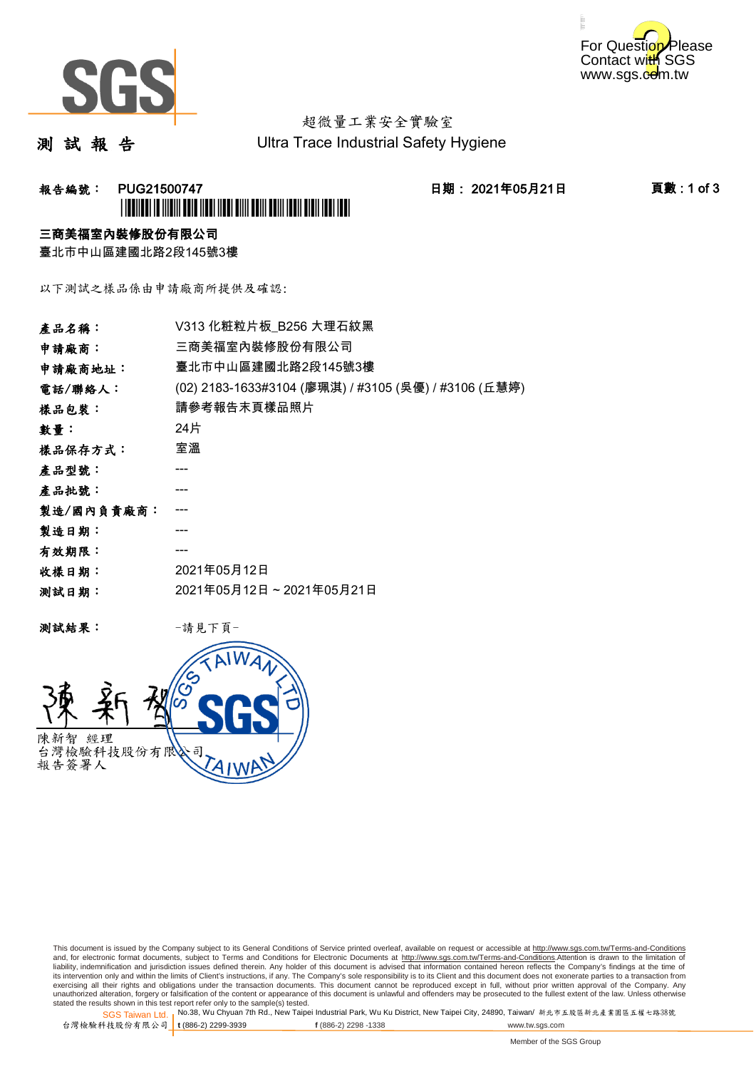SGS

For Question Please Contact with SGS www.sgs.com.tw

超微量工業安全實驗室
Ultra Trace Industrial Safety Hygiene

# 測 試 報 告

**報告編號： PUG21500747** **日期： 2021年05月21日**

**三商美福室內裝修股份有限公司**
臺北市中山區建國北路2段145號3樓

以下測試之樣品係由申請廠商所提供及確認:

| | |
|---|---|
| **產品名稱：** | V313 化粧粒片板_B256 大理石紋黑 |
| **申請廠商：** | 三商美福室內裝修股份有限公司 |
| **申請廠商地址：** | 臺北市中山區建國北路2段145號3樓 |
| **電話/聯絡人：** | (02) 2183-1633#3104 (廖珮淇) / #3105 (吳優) / #3106 (丘慧婷) |
| **樣品包裝：** | 請參考報告末頁樣品照片 |
| **數量：** | 24片 |
| **樣品保存方式：** | 室溫 |
| **產品型號：** | --- |
| **產品批號：** | --- |
| **製造/國內負責廠商：** | --- |
| **製造日期：** | --- |
| **有效期限：** | --- |
| **收樣日期：** | 2021年05月12日 |
| **測試日期：** | 2021年05月12日 ~ 2021年05月21日 |

**測試結果：** -請見下頁-

陳新智 經理
台灣檢驗科技股份有限公司
報告簽署人

This document is issued by the Company subject to its General Conditions of Service printed overleaf, available on request or accessible at http://www.sgs.com.tw/Terms-and-Conditions and, for electronic format documents, subject to Terms and Conditions for Electronic Documents at http://www.sgs.com.tw/Terms-and-Conditions.Attention is drawn to the limitation of liability, indemnification and jurisdiction issues defined therein. Any holder of this document is advised that information contained hereon reflects the Company's findings at the time of its intervention only and within the limits of Client's instructions, if any. The Company's sole responsibility is to its Client and this document does not exonerate parties to a transaction from exercising all their rights and obligations under the transaction documents. This document cannot be reproduced except in full, without prior written approval of the Company. Any unauthorized alteration, forgery or falsification of the content or appearance of this document is unlawful and offenders may be prosecuted to the fullest extent of the law. Unless otherwise stated the results shown in this test report refer only to the sample(s) tested.

SGS Taiwan Ltd. 台灣檢驗科技股份有限公司 | No.38, Wu Chyuan 7th Rd., New Taipei Industrial Park, Wu Ku District, New Taipei City, 24890, Taiwan/ 新北市五股區新北產業園區五權七路38號 | t (886-2) 2299-3939 f (886-2) 2298 -1338 www.tw.sgs.com

Member of the SGS Group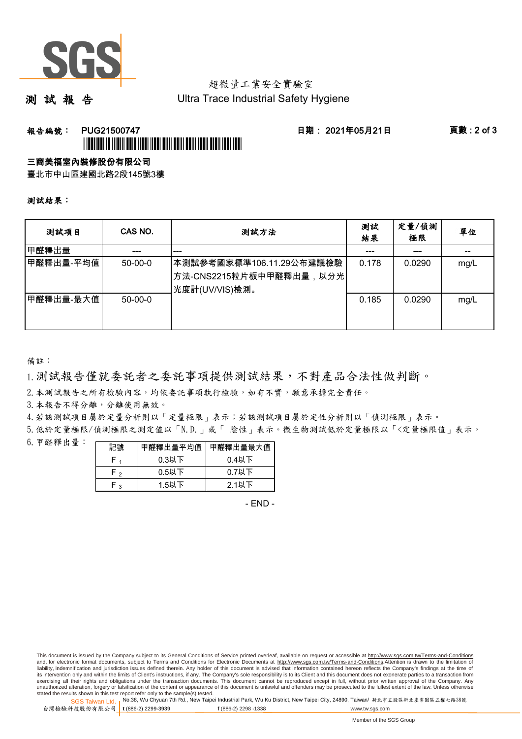超微量工業安全實驗室

測 試 報 告 Ultra Trace Industrial Safety Hygiene

報告編號： PUG21500747 日期： 2021年05月21日

**三商美福室內裝修股份有限公司**

臺北市中山區建國北路2段145號3樓

**測試結果：**

| 測試項目 | CAS NO. | 測試方法 | 測試結果 | 定量/偵測極限 | 單位 |
|---|---|---|---|---|---|
| 甲醛釋出量 | --- | --- | --- | --- | -- |
| 甲醛釋出量-平均值 | 50-00-0 | 本測試參考國家標準106.11.29公布建議檢驗方法-CNS2215粒片板中甲醛釋出量，以分光光度計(UV/VIS)檢測。 | 0.178 | 0.0290 | mg/L |
| 甲醛釋出量-最大值 | 50-00-0 | | 0.185 | 0.0290 | mg/L |

備註：

1. 測試報告僅就委託者之委託事項提供測試結果，不對產品合法性做判斷。
2. 本測試報告之所有檢驗內容，均依委託事項執行檢驗，如有不實，願意承擔完全責任。
3. 本報告不得分離，分離使用無效。
4. 若該測試項目屬於定量分析則以「定量極限」表示；若該測試項目屬於定性分析則以「偵測極限」表示。
5. 低於定量極限/偵測極限之測定值以「N.D.」或「 陰性」表示。微生物測試低於定量極限以「<定量極限值」表示。
6. 甲醛釋出量：

| 記號 | 甲醛釋出量平均值 | 甲醛釋出量最大值 |
|---|---|---|
| $F_1$ | 0.3以下 | 0.4以下 |
| $F_2$ | 0.5以下 | 0.7以下 |
| $F_3$ | 1.5以下 | 2.1以下 |

- END -

This document is issued by the Company subject to its General Conditions of Service printed overleaf, available on request or accessible at http://www.sgs.com.tw/Terms-and-Conditions and, for electronic format documents, subject to Terms and Conditions for Electronic Documents at http://www.sgs.com.tw/Terms-and-Conditions.Attention is drawn to the limitation of liability, indemnification and jurisdiction issues defined therein. Any holder of this document is advised that information contained hereon reflects the Company's findings at the time of its intervention only and within the limits of Client's instructions, if any. The Company's sole responsibility is to its Client and this document does not exonerate parties to a transaction from exercising all their rights and obligations under the transaction documents. This document cannot be reproduced except in full, without prior written approval of the Company. Any unauthorized alteration, forgery or falsification of the content or appearance of this document is unlawful and offenders may be prosecuted to the fullest extent of the law. Unless otherwise stated the results shown in this test report refer only to the sample(s) tested.

SGS Taiwan Ltd. 台灣檢驗科技股份有限公司 | No.38, Wu Chyuan 7th Rd., New Taipei Industrial Park, Wu Ku District, New Taipei City, 24890, Taiwan/ 新北市五股區新北產業園區五權七路38號 | t (886-2) 2299-3939 | f (886-2) 2298 -1338 | www.tw.sgs.com

Member of the SGS Group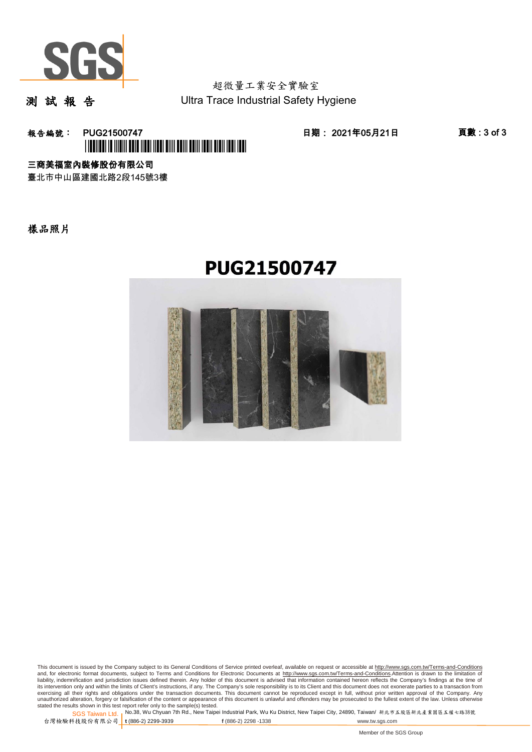超微量工業安全實驗室

# 測 試 報 告

Ultra Trace Industrial Safety Hygiene

**報告編號： PUG21500747** **日期： 2021年05月21日**

**三商美福室內裝修股份有限公司**

臺北市中山區建國北路2段145號3樓

## 樣品照片

**PUG21500747**

This document is issued by the Company subject to its General Conditions of Service printed overleaf, available on request or accessible at http://www.sgs.com.tw/Terms-and-Conditions and, for electronic format documents, subject to Terms and Conditions for Electronic Documents at http://www.sgs.com.tw/Terms-and-Conditions.Attention is drawn to the limitation of liability, indemnification and jurisdiction issues defined therein. Any holder of this document is advised that information contained hereon reflects the Company's findings at the time of its intervention only and within the limits of Client's instructions, if any. The Company's sole responsibility is to its Client and this document does not exonerate parties to a transaction from exercising all their rights and obligations under the transaction documents. This document cannot be reproduced except in full, without prior written approval of the Company. Any unauthorized alteration, forgery or falsification of the content or appearance of this document is unlawful and offenders may be prosecuted to the fullest extent of the law. Unless otherwise stated the results shown in this test report refer only to the sample(s) tested.

SGS Taiwan Ltd. 台灣檢驗科技股份有限公司 | No.38, Wu Chyuan 7th Rd., New Taipei Industrial Park, Wu Ku District, New Taipei City, 24890, Taiwan/ 新北市五股區新北產業園區五權七路38號 | t (886-2) 2299-3939 f (886-2) 2298 -1338 www.tw.sgs.com

Member of the SGS Group